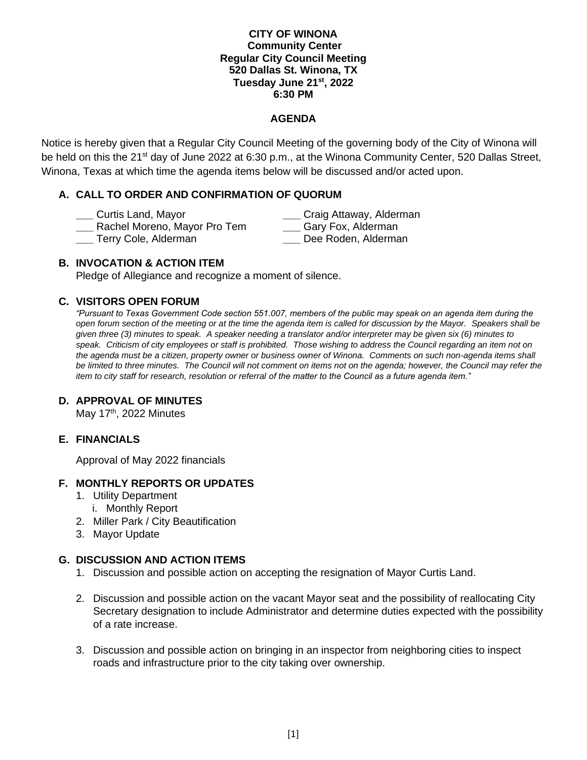**CITY OF WINONA**
**Community Center**
**Regular City Council Meeting**
**520 Dallas St. Winona, TX**
**Tuesday June 21st, 2022**
**6:30 PM**

**AGENDA**

Notice is hereby given that a Regular City Council Meeting of the governing body of the City of Winona will be held on this the 21st day of June 2022 at 6:30 p.m., at the Winona Community Center, 520 Dallas Street, Winona, Texas at which time the agenda items below will be discussed and/or acted upon.

## A. CALL TO ORDER AND CONFIRMATION OF QUORUM

___ Curtis Land, Mayor
___ Rachel Moreno, Mayor Pro Tem
___ Terry Cole, Alderman
___ Craig Attaway, Alderman
___ Gary Fox, Alderman
___ Dee Roden, Alderman

## B. INVOCATION & ACTION ITEM

Pledge of Allegiance and recognize a moment of silence.

## C. VISITORS OPEN FORUM

*"Pursuant to Texas Government Code section 551.007, members of the public may speak on an agenda item during the open forum section of the meeting or at the time the agenda item is called for discussion by the Mayor. Speakers shall be given three (3) minutes to speak. A speaker needing a translator and/or interpreter may be given six (6) minutes to speak. Criticism of city employees or staff is prohibited. Those wishing to address the Council regarding an item not on the agenda must be a citizen, property owner or business owner of Winona. Comments on such non-agenda items shall be limited to three minutes. The Council will not comment on items not on the agenda; however, the Council may refer the item to city staff for research, resolution or referral of the matter to the Council as a future agenda item."*

## D. APPROVAL OF MINUTES

May 17th, 2022 Minutes

## E. FINANCIALS

Approval of May 2022 financials

## F. MONTHLY REPORTS OR UPDATES

1. Utility Department
   i. Monthly Report
2. Miller Park / City Beautification
3. Mayor Update

## G. DISCUSSION AND ACTION ITEMS

1. Discussion and possible action on accepting the resignation of Mayor Curtis Land.

2. Discussion and possible action on the vacant Mayor seat and the possibility of reallocating City Secretary designation to include Administrator and determine duties expected with the possibility of a rate increase.

3. Discussion and possible action on bringing in an inspector from neighboring cities to inspect roads and infrastructure prior to the city taking over ownership.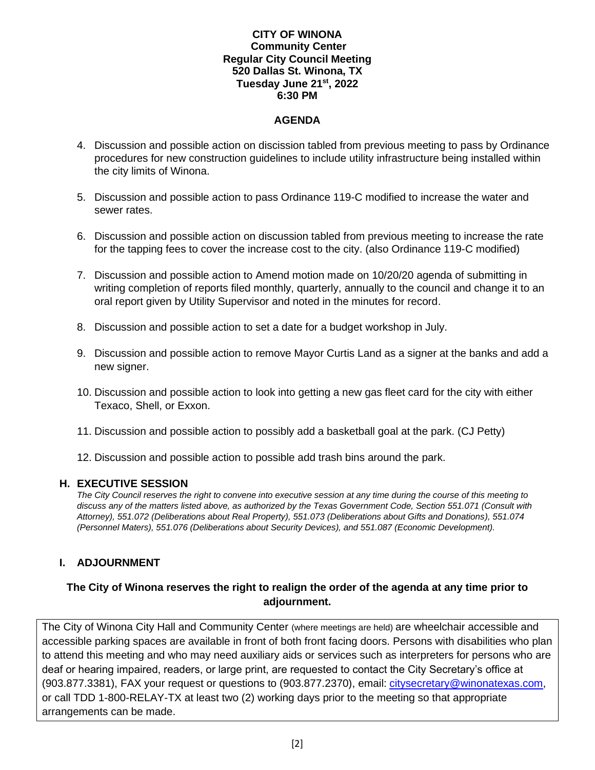**CITY OF WINONA**
**Community Center**
**Regular City Council Meeting**
**520 Dallas St. Winona, TX**
**Tuesday June 21st, 2022**
**6:30 PM**

**AGENDA**

4. Discussion and possible action on discission tabled from previous meeting to pass by Ordinance procedures for new construction guidelines to include utility infrastructure being installed within the city limits of Winona.

5. Discussion and possible action to pass Ordinance 119-C modified to increase the water and sewer rates.

6. Discussion and possible action on discussion tabled from previous meeting to increase the rate for the tapping fees to cover the increase cost to the city. (also Ordinance 119-C modified)

7. Discussion and possible action to Amend motion made on 10/20/20 agenda of submitting in writing completion of reports filed monthly, quarterly, annually to the council and change it to an oral report given by Utility Supervisor and noted in the minutes for record.

8. Discussion and possible action to set a date for a budget workshop in July.

9. Discussion and possible action to remove Mayor Curtis Land as a signer at the banks and add a new signer.

10. Discussion and possible action to look into getting a new gas fleet card for the city with either Texaco, Shell, or Exxon.

11. Discussion and possible action to possibly add a basketball goal at the park. (CJ Petty)

12. Discussion and possible action to possible add trash bins around the park.

## H. EXECUTIVE SESSION

*The City Council reserves the right to convene into executive session at any time during the course of this meeting to discuss any of the matters listed above, as authorized by the Texas Government Code, Section 551.071 (Consult with Attorney), 551.072 (Deliberations about Real Property), 551.073 (Deliberations about Gifts and Donations), 551.074 (Personnel Maters), 551.076 (Deliberations about Security Devices), and 551.087 (Economic Development).*

## I. ADJOURNMENT

**The City of Winona reserves the right to realign the order of the agenda at any time prior to adjournment.**

The City of Winona City Hall and Community Center (where meetings are held) are wheelchair accessible and accessible parking spaces are available in front of both front facing doors. Persons with disabilities who plan to attend this meeting and who may need auxiliary aids or services such as interpreters for persons who are deaf or hearing impaired, readers, or large print, are requested to contact the City Secretary's office at (903.877.3381), FAX your request or questions to (903.877.2370), email: citysecretary@winonatexas.com, or call TDD 1-800-RELAY-TX at least two (2) working days prior to the meeting so that appropriate arrangements can be made.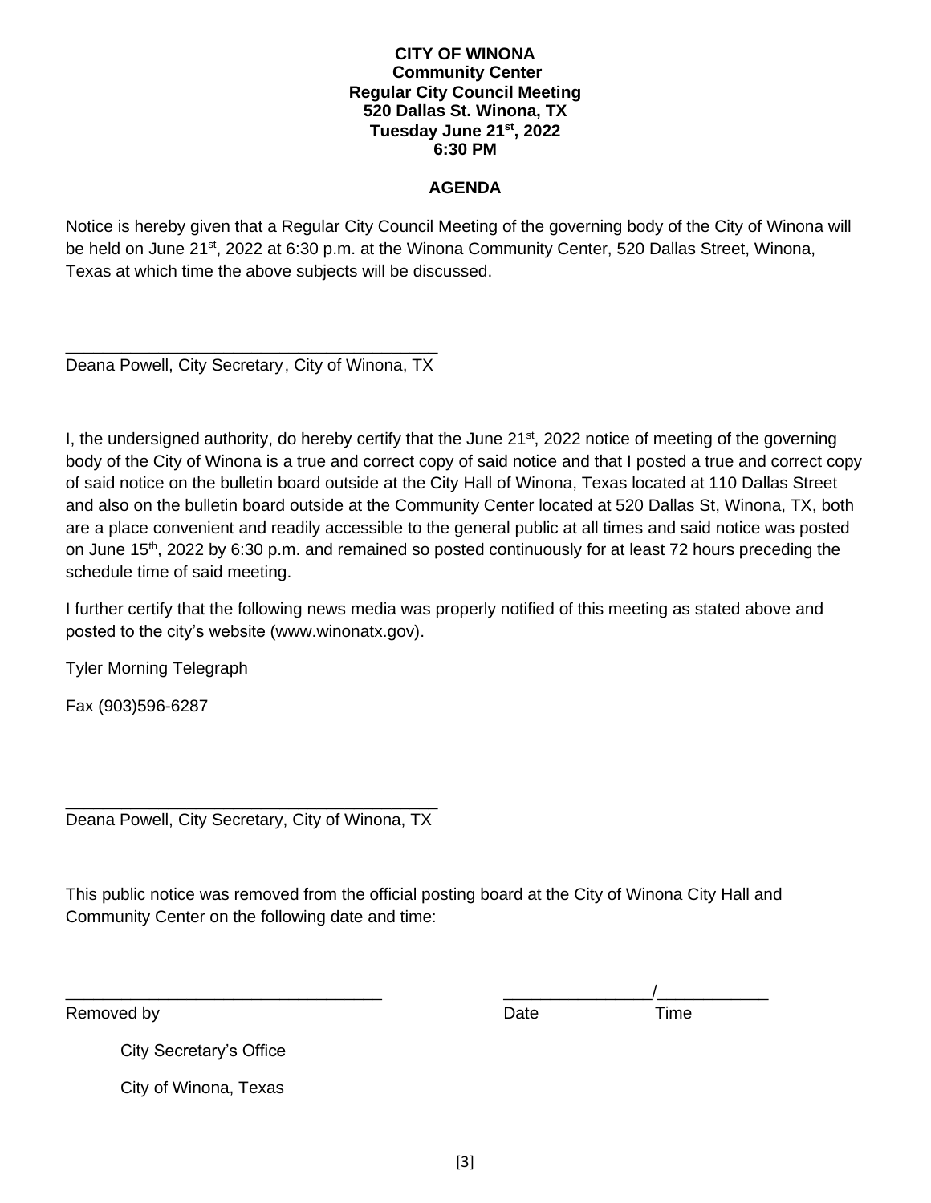**CITY OF WINONA**
**Community Center**
**Regular City Council Meeting**
**520 Dallas St. Winona, TX**
**Tuesday June 21st, 2022**
**6:30 PM**

**AGENDA**

Notice is hereby given that a Regular City Council Meeting of the governing body of the City of Winona will be held on June 21st, 2022 at 6:30 p.m. at the Winona Community Center, 520 Dallas Street, Winona, Texas at which time the above subjects will be discussed.

________________________________________
Deana Powell, City Secretary, City of Winona, TX

I, the undersigned authority, do hereby certify that the June 21st, 2022 notice of meeting of the governing body of the City of Winona is a true and correct copy of said notice and that I posted a true and correct copy of said notice on the bulletin board outside at the City Hall of Winona, Texas located at 110 Dallas Street and also on the bulletin board outside at the Community Center located at 520 Dallas St, Winona, TX, both are a place convenient and readily accessible to the general public at all times and said notice was posted on June 15th, 2022 by 6:30 p.m. and remained so posted continuously for at least 72 hours preceding the schedule time of said meeting.

I further certify that the following news media was properly notified of this meeting as stated above and posted to the city's website (www.winonatx.gov).

Tyler Morning Telegraph

Fax (903)596-6287

________________________________________
Deana Powell, City Secretary, City of Winona, TX

This public notice was removed from the official posting board at the City of Winona City Hall and Community Center on the following date and time:

__________________________________ ________________/____________
Removed by Date Time

City Secretary's Office

City of Winona, Texas